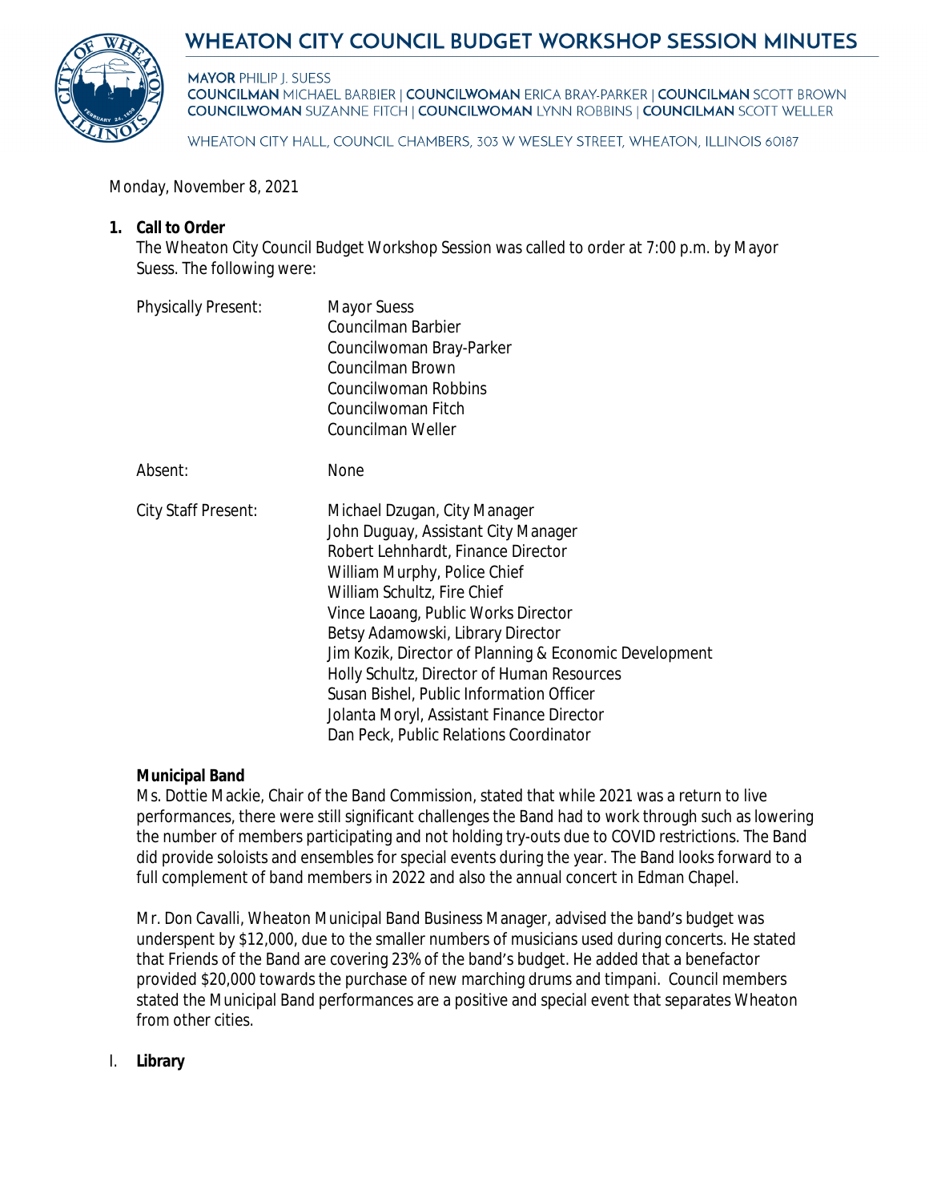# WHEATON CITY COUNCIL BUDGET WORKSHOP SESSION MINUTES

**MAYOR** PHILIP J. SUESS
**COUNCILMAN** MICHAEL BARBIER | **COUNCILWOMAN** ERICA BRAY-PARKER | **COUNCILMAN** SCOTT BROWN
**COUNCILWOMAN** SUZANNE FITCH | **COUNCILWOMAN** LYNN ROBBINS | **COUNCILMAN** SCOTT WELLER

WHEATON CITY HALL, COUNCIL CHAMBERS, 303 W WESLEY STREET, WHEATON, ILLINOIS 60187

Monday, November 8, 2021

**1. Call to Order**

The Wheaton City Council Budget Workshop Session was called to order at 7:00 p.m. by Mayor Suess. The following were:

Physically Present:
- Mayor Suess
- Councilman Barbier
- Councilwoman Bray-Parker
- Councilman Brown
- Councilwoman Robbins
- Councilwoman Fitch
- Councilman Weller

Absent: None

City Staff Present:
- Michael Dzugan, City Manager
- John Duguay, Assistant City Manager
- Robert Lehnhardt, Finance Director
- William Murphy, Police Chief
- William Schultz, Fire Chief
- Vince Laoang, Public Works Director
- Betsy Adamowski, Library Director
- Jim Kozik, Director of Planning & Economic Development
- Holly Schultz, Director of Human Resources
- Susan Bishel, Public Information Officer
- Jolanta Moryl, Assistant Finance Director
- Dan Peck, Public Relations Coordinator

**Municipal Band**

Ms. Dottie Mackie, Chair of the Band Commission, stated that while 2021 was a return to live performances, there were still significant challenges the Band had to work through such as lowering the number of members participating and not holding try-outs due to COVID restrictions. The Band did provide soloists and ensembles for special events during the year. The Band looks forward to a full complement of band members in 2022 and also the annual concert in Edman Chapel.

Mr. Don Cavalli, Wheaton Municipal Band Business Manager, advised the band's budget was underspent by $12,000, due to the smaller numbers of musicians used during concerts. He stated that Friends of the Band are covering 23% of the band's budget. He added that a benefactor provided $20,000 towards the purchase of new marching drums and timpani. Council members stated the Municipal Band performances are a positive and special event that separates Wheaton from other cities.

I. **Library**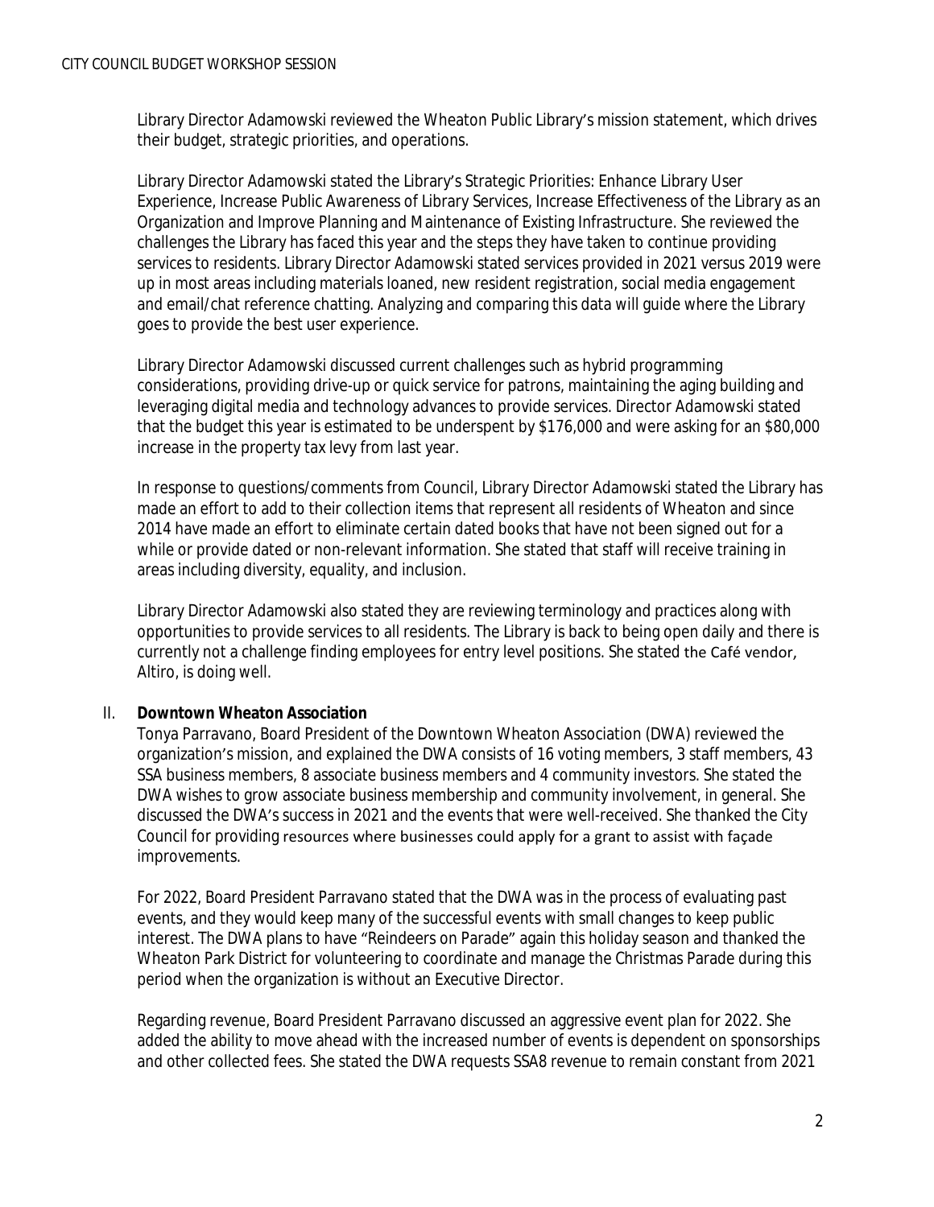Library Director Adamowski reviewed the Wheaton Public Library's mission statement, which drives their budget, strategic priorities, and operations.

Library Director Adamowski stated the Library's Strategic Priorities: Enhance Library User Experience, Increase Public Awareness of Library Services, Increase Effectiveness of the Library as an Organization and Improve Planning and Maintenance of Existing Infrastructure. She reviewed the challenges the Library has faced this year and the steps they have taken to continue providing services to residents. Library Director Adamowski stated services provided in 2021 versus 2019 were up in most areas including materials loaned, new resident registration, social media engagement and email/chat reference chatting. Analyzing and comparing this data will guide where the Library goes to provide the best user experience.

Library Director Adamowski discussed current challenges such as hybrid programming considerations, providing drive-up or quick service for patrons, maintaining the aging building and leveraging digital media and technology advances to provide services. Director Adamowski stated that the budget this year is estimated to be underspent by $176,000 and were asking for an $80,000 increase in the property tax levy from last year.

In response to questions/comments from Council, Library Director Adamowski stated the Library has made an effort to add to their collection items that represent all residents of Wheaton and since 2014 have made an effort to eliminate certain dated books that have not been signed out for a while or provide dated or non-relevant information. She stated that staff will receive training in areas including diversity, equality, and inclusion.

Library Director Adamowski also stated they are reviewing terminology and practices along with opportunities to provide services to all residents. The Library is back to being open daily and there is currently not a challenge finding employees for entry level positions. She stated the Café vendor, Altiro, is doing well.

II. **Downtown Wheaton Association**

Tonya Parravano, Board President of the Downtown Wheaton Association (DWA) reviewed the organization's mission, and explained the DWA consists of 16 voting members, 3 staff members, 43 SSA business members, 8 associate business members and 4 community investors. She stated the DWA wishes to grow associate business membership and community involvement, in general. She discussed the DWA's success in 2021 and the events that were well-received. She thanked the City Council for providing resources where businesses could apply for a grant to assist with façade improvements.

For 2022, Board President Parravano stated that the DWA was in the process of evaluating past events, and they would keep many of the successful events with small changes to keep public interest. The DWA plans to have "Reindeers on Parade" again this holiday season and thanked the Wheaton Park District for volunteering to coordinate and manage the Christmas Parade during this period when the organization is without an Executive Director.

Regarding revenue, Board President Parravano discussed an aggressive event plan for 2022. She added the ability to move ahead with the increased number of events is dependent on sponsorships and other collected fees. She stated the DWA requests SSA8 revenue to remain constant from 2021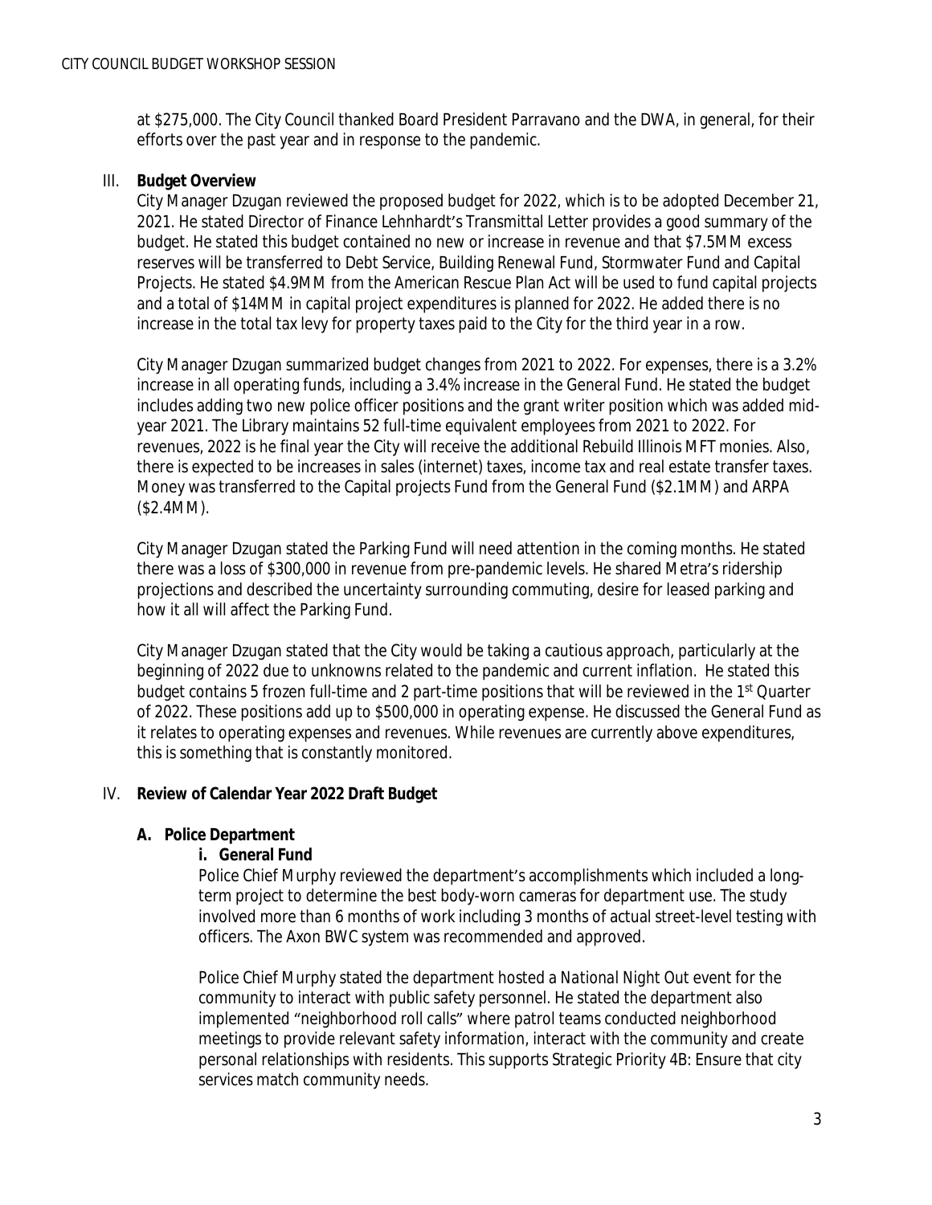at $275,000. The City Council thanked Board President Parravano and the DWA, in general, for their efforts over the past year and in response to the pandemic.

## III. **Budget Overview**

City Manager Dzugan reviewed the proposed budget for 2022, which is to be adopted December 21, 2021. He stated Director of Finance Lehnhardt's Transmittal Letter provides a good summary of the budget. He stated this budget contained no new or increase in revenue and that $7.5MM excess reserves will be transferred to Debt Service, Building Renewal Fund, Stormwater Fund and Capital Projects. He stated $4.9MM from the American Rescue Plan Act will be used to fund capital projects and a total of $14MM in capital project expenditures is planned for 2022. He added there is no increase in the total tax levy for property taxes paid to the City for the third year in a row.

City Manager Dzugan summarized budget changes from 2021 to 2022. For expenses, there is a 3.2% increase in all operating funds, including a 3.4% increase in the General Fund. He stated the budget includes adding two new police officer positions and the grant writer position which was added mid-year 2021. The Library maintains 52 full-time equivalent employees from 2021 to 2022. For revenues, 2022 is he final year the City will receive the additional Rebuild Illinois MFT monies. Also, there is expected to be increases in sales (internet) taxes, income tax and real estate transfer taxes. Money was transferred to the Capital projects Fund from the General Fund ($2.1MM) and ARPA ($2.4MM).

City Manager Dzugan stated the Parking Fund will need attention in the coming months. He stated there was a loss of $300,000 in revenue from pre-pandemic levels. He shared Metra's ridership projections and described the uncertainty surrounding commuting, desire for leased parking and how it all will affect the Parking Fund.

City Manager Dzugan stated that the City would be taking a cautious approach, particularly at the beginning of 2022 due to unknowns related to the pandemic and current inflation. He stated this budget contains 5 frozen full-time and 2 part-time positions that will be reviewed in the 1st Quarter of 2022. These positions add up to $500,000 in operating expense. He discussed the General Fund as it relates to operating expenses and revenues. While revenues are currently above expenditures, this is something that is constantly monitored.

## IV. **Review of Calendar Year 2022 Draft Budget**

### **A. Police Department**

#### **i. General Fund**

Police Chief Murphy reviewed the department's accomplishments which included a long-term project to determine the best body-worn cameras for department use. The study involved more than 6 months of work including 3 months of actual street-level testing with officers. The Axon BWC system was recommended and approved.

Police Chief Murphy stated the department hosted a *National Night Out* event for the community to interact with public safety personnel. He stated the department also implemented "neighborhood roll calls" where patrol teams conducted neighborhood meetings to provide relevant safety information, interact with the community and create personal relationships with residents. This supports Strategic Priority 4B: Ensure that city services match community needs.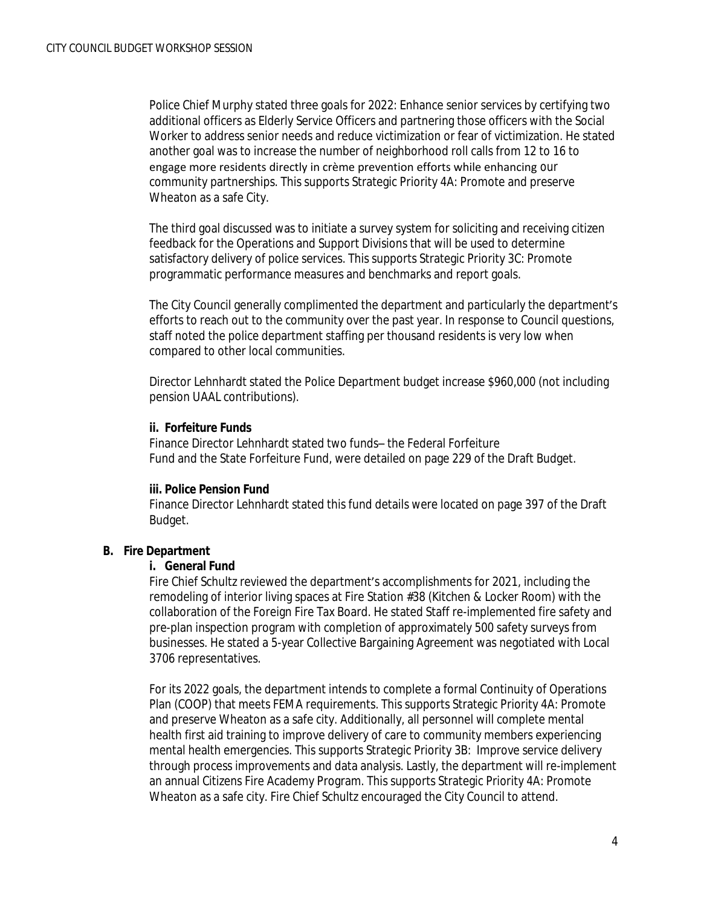Police Chief Murphy stated three goals for 2022: Enhance senior services by certifying two additional officers as Elderly Service Officers and partnering those officers with the Social Worker to address senior needs and reduce victimization or fear of victimization. He stated another goal was to increase the number of neighborhood roll calls from 12 to 16 to engage more residents directly in crème prevention efforts while enhancing our community partnerships. This supports Strategic Priority 4A: Promote and preserve Wheaton as a safe City.

The third goal discussed was to initiate a survey system for soliciting and receiving citizen feedback for the Operations and Support Divisions that will be used to determine satisfactory delivery of police services. This supports Strategic Priority 3C: Promote programmatic performance measures and benchmarks and report goals.

The City Council generally complimented the department and particularly the department's efforts to reach out to the community over the past year. In response to Council questions, staff noted the police department staffing per thousand residents is very low when compared to other local communities.

Director Lehnhardt stated the Police Department budget increase $960,000 (not including pension UAAL contributions).

**ii. Forfeiture Funds**

Finance Director Lehnhardt stated two funds– the Federal Forfeiture Fund and the State Forfeiture Fund, were detailed on page 229 of the Draft Budget.

**iii. Police Pension Fund**

Finance Director Lehnhardt stated this fund details were located on page 397 of the Draft Budget.

**B. Fire Department**

**i. General Fund**

Fire Chief Schultz reviewed the department's accomplishments for 2021, including the remodeling of interior living spaces at Fire Station #38 (Kitchen & Locker Room) with the collaboration of the Foreign Fire Tax Board. He stated Staff re-implemented fire safety and pre-plan inspection program with completion of approximately 500 safety surveys from businesses. He stated a 5-year Collective Bargaining Agreement was negotiated with Local 3706 representatives.

For its 2022 goals, the department intends to complete a formal Continuity of Operations Plan (COOP) that meets FEMA requirements. This supports Strategic Priority 4A: Promote and preserve Wheaton as a safe city. Additionally, all personnel will complete mental health first aid training to improve delivery of care to community members experiencing mental health emergencies. This supports Strategic Priority 3B: Improve service delivery through process improvements and data analysis. Lastly, the department will re-implement an annual Citizens Fire Academy Program. This supports Strategic Priority 4A: Promote Wheaton as a safe city. Fire Chief Schultz encouraged the City Council to attend.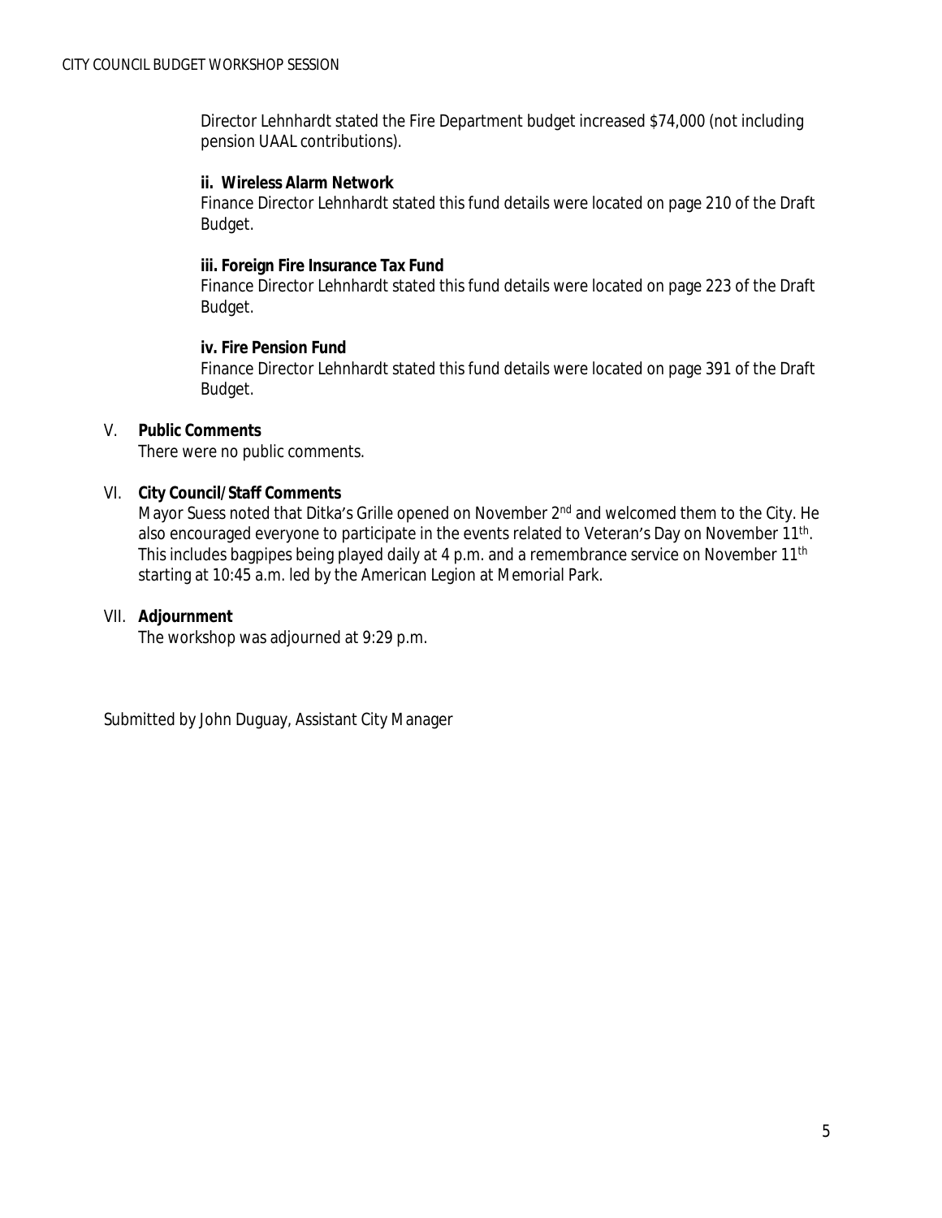Director Lehnhardt stated the Fire Department budget increased $74,000 (not including pension UAAL contributions).

**ii. Wireless Alarm Network**

Finance Director Lehnhardt stated this fund details were located on page 210 of the Draft Budget.

**iii. Foreign Fire Insurance Tax Fund**

Finance Director Lehnhardt stated this fund details were located on page 223 of the Draft Budget.

**iv. Fire Pension Fund**

Finance Director Lehnhardt stated this fund details were located on page 391 of the Draft Budget.

V. **Public Comments**

There were no public comments.

VI. **City Council/Staff Comments**

Mayor Suess noted that Ditka's Grille opened on November 2nd and welcomed them to the City. He also encouraged everyone to participate in the events related to Veteran's Day on November 11th. This includes bagpipes being played daily at 4 p.m. and a remembrance service on November 11th starting at 10:45 a.m. led by the American Legion at Memorial Park.

VII. **Adjournment**

The workshop was adjourned at 9:29 p.m.

Submitted by John Duguay, Assistant City Manager